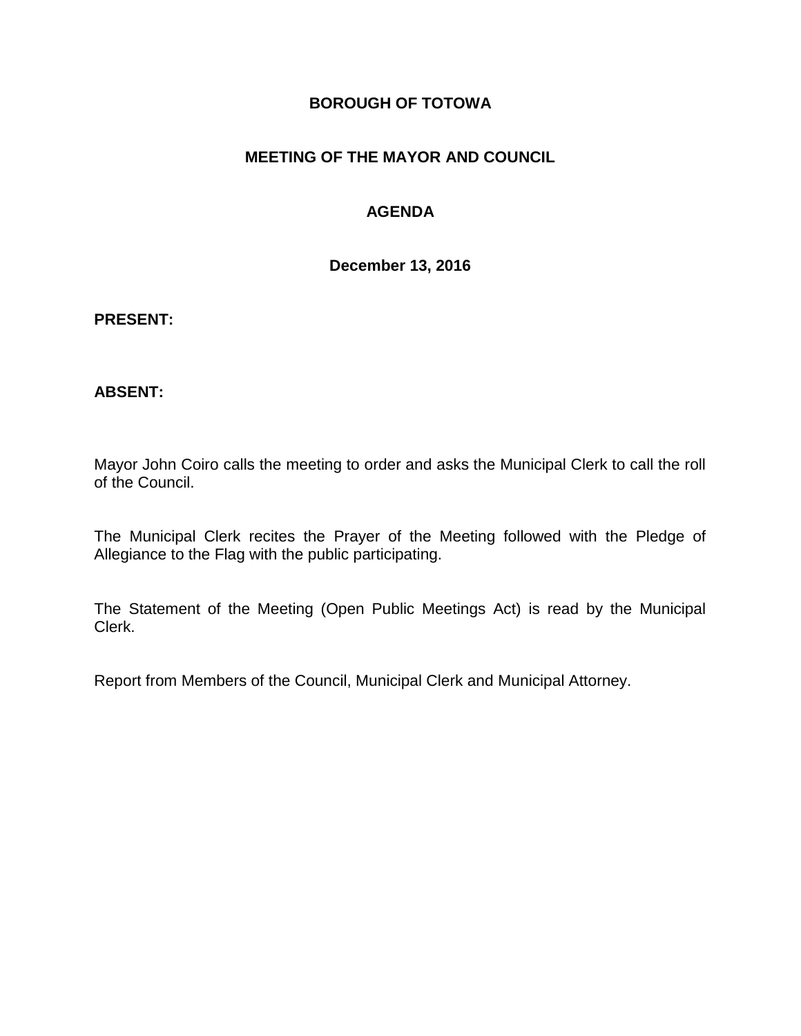**BOROUGH OF TOTOWA**

**MEETING OF THE MAYOR AND COUNCIL**

**AGENDA**

**December 13, 2016**

**PRESENT:**

**ABSENT:**

Mayor John Coiro calls the meeting to order and asks the Municipal Clerk to call the roll of the Council.

The Municipal Clerk recites the Prayer of the Meeting followed with the Pledge of Allegiance to the Flag with the public participating.

The Statement of the Meeting (Open Public Meetings Act) is read by the Municipal Clerk.

Report from Members of the Council, Municipal Clerk and Municipal Attorney.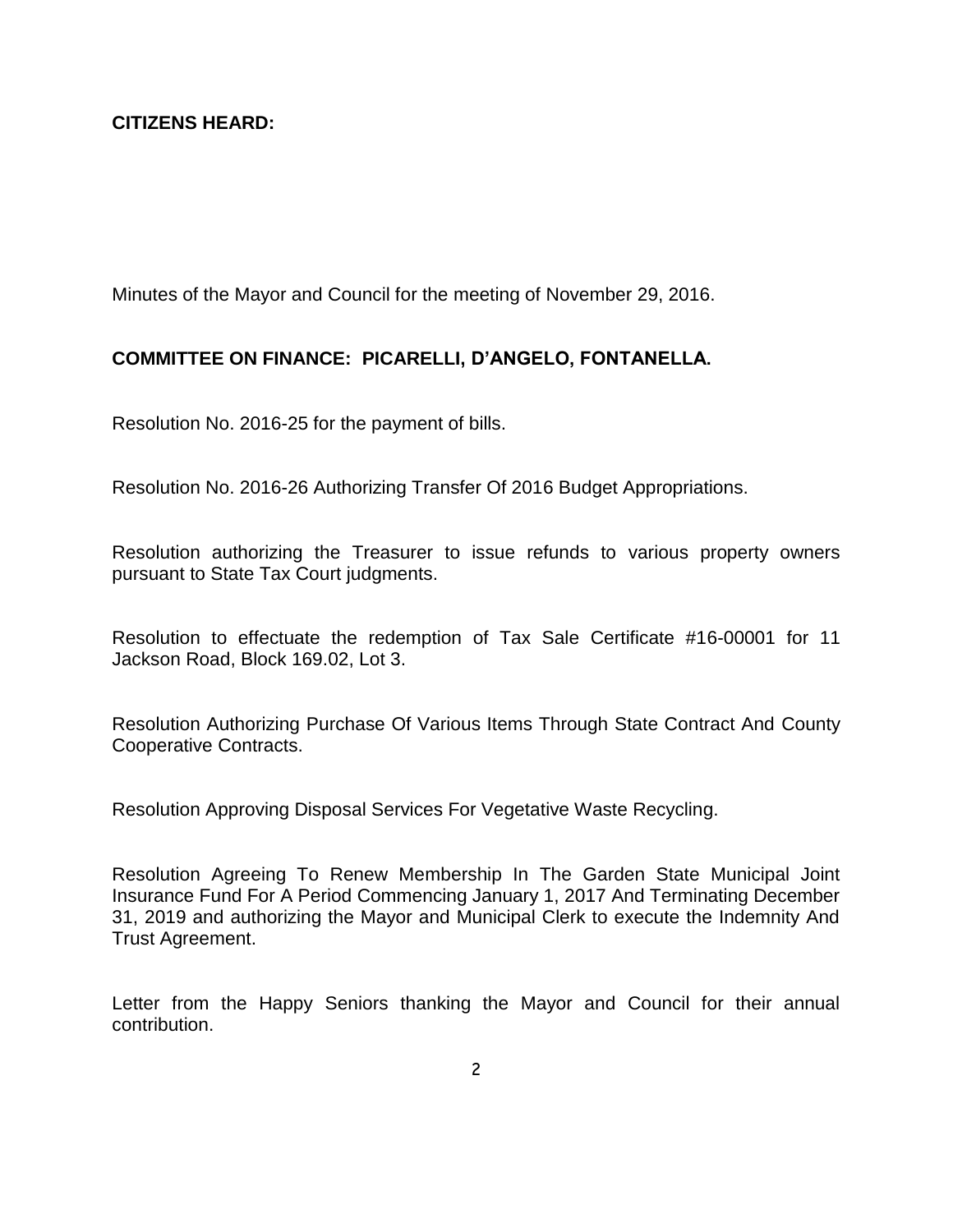**CITIZENS HEARD:**

Minutes of the Mayor and Council for the meeting of November 29, 2016.

**COMMITTEE ON FINANCE: PICARELLI, D'ANGELO, FONTANELLA.**

Resolution No. 2016-25 for the payment of bills.

Resolution No. 2016-26 Authorizing Transfer Of 2016 Budget Appropriations.

Resolution authorizing the Treasurer to issue refunds to various property owners pursuant to State Tax Court judgments.

Resolution to effectuate the redemption of Tax Sale Certificate #16-00001 for 11 Jackson Road, Block 169.02, Lot 3.

Resolution Authorizing Purchase Of Various Items Through State Contract And County Cooperative Contracts.

Resolution Approving Disposal Services For Vegetative Waste Recycling.

Resolution Agreeing To Renew Membership In The Garden State Municipal Joint Insurance Fund For A Period Commencing January 1, 2017 And Terminating December 31, 2019 and authorizing the Mayor and Municipal Clerk to execute the Indemnity And Trust Agreement.

Letter from the Happy Seniors thanking the Mayor and Council for their annual contribution.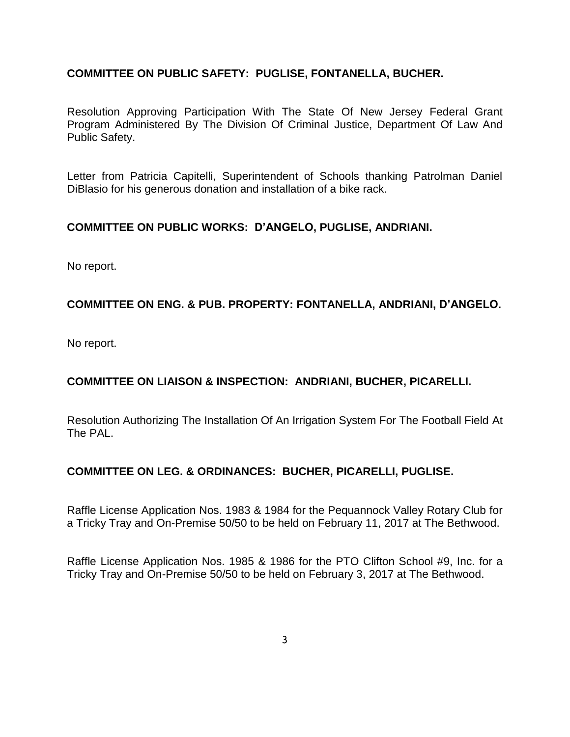**COMMITTEE ON PUBLIC SAFETY: PUGLISE, FONTANELLA, BUCHER.**

Resolution Approving Participation With The State Of New Jersey Federal Grant Program Administered By The Division Of Criminal Justice, Department Of Law And Public Safety.

Letter from Patricia Capitelli, Superintendent of Schools thanking Patrolman Daniel DiBlasio for his generous donation and installation of a bike rack.

**COMMITTEE ON PUBLIC WORKS: D'ANGELO, PUGLISE, ANDRIANI.**

No report.

**COMMITTEE ON ENG. & PUB. PROPERTY: FONTANELLA, ANDRIANI, D'ANGELO.**

No report.

**COMMITTEE ON LIAISON & INSPECTION: ANDRIANI, BUCHER, PICARELLI.**

Resolution Authorizing The Installation Of An Irrigation System For The Football Field At The PAL.

**COMMITTEE ON LEG. & ORDINANCES: BUCHER, PICARELLI, PUGLISE.**

Raffle License Application Nos. 1983 & 1984 for the Pequannock Valley Rotary Club for a Tricky Tray and On-Premise 50/50 to be held on February 11, 2017 at The Bethwood.

Raffle License Application Nos. 1985 & 1986 for the PTO Clifton School #9, Inc. for a Tricky Tray and On-Premise 50/50 to be held on February 3, 2017 at The Bethwood.